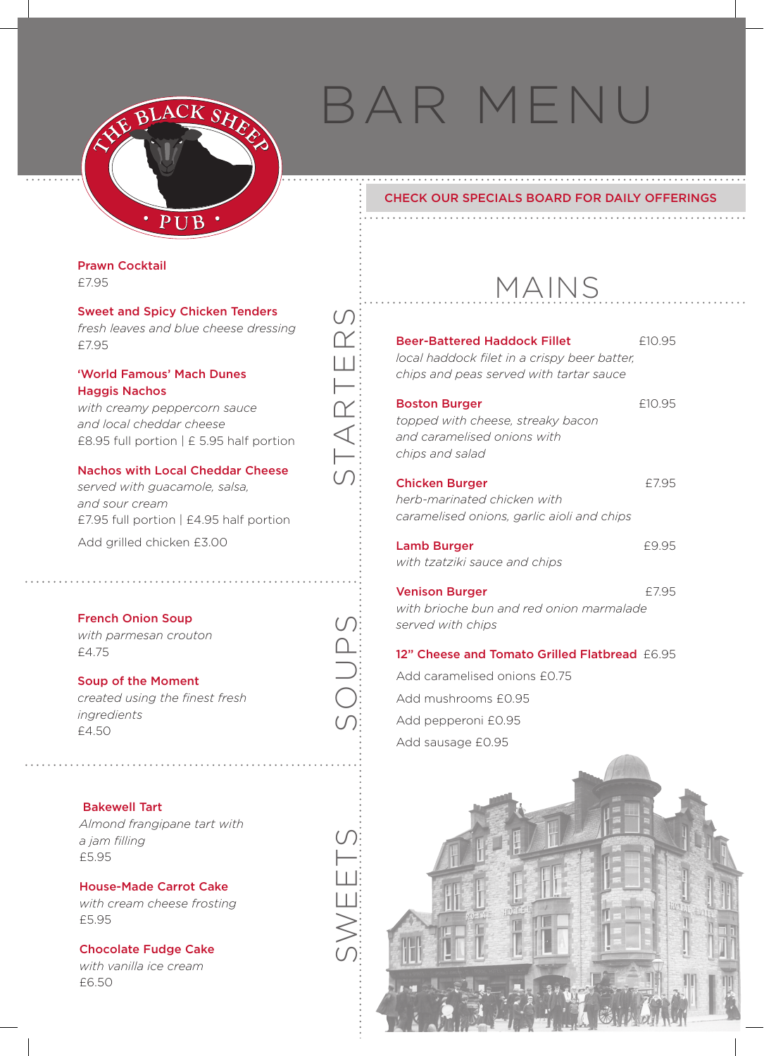# BAR MENU

THE BLACK SHEEP • PUB •

CHECK OUR SPECIALS BOARD FOR DAILY OFFERINGS

## STARTERS

**Prawn Cocktail**
£7.95

**Sweet and Spicy Chicken Tenders**
*fresh leaves and blue cheese dressing*
£7.95

**'World Famous' Mach Dunes Haggis Nachos**
*with creamy peppercorn sauce and local cheddar cheese*
£8.95 full portion | £ 5.95 half portion

**Nachos with Local Cheddar Cheese**
*served with guacamole, salsa, and sour cream*
£7.95 full portion | £4.95 half portion

Add grilled chicken £3.00

## SOUPS

**French Onion Soup**
*with parmesan crouton*
£4.75

**Soup of the Moment**
*created using the finest fresh ingredients*
£4.50

## SWEETS

**Bakewell Tart**
*Almond frangipane tart with a jam filling*
£5.95

**House-Made Carrot Cake**
*with cream cheese frosting*
£5.95

**Chocolate Fudge Cake**
*with vanilla ice cream*
£6.50

## MAINS

**Beer-Battered Haddock Fillet** £10.95
*local haddock filet in a crispy beer batter, chips and peas served with tartar sauce*

**Boston Burger** £10.95
*topped with cheese, streaky bacon and caramelised onions with chips and salad*

**Chicken Burger** £7.95
*herb-marinated chicken with caramelised onions, garlic aioli and chips*

**Lamb Burger** £9.95
*with tzatziki sauce and chips*

**Venison Burger** £7.95
*with brioche bun and red onion marmalade served with chips*

**12" Cheese and Tomato Grilled Flatbread** £6.95

Add caramelised onions £0.75

Add mushrooms £0.95

Add pepperoni £0.95

Add sausage £0.95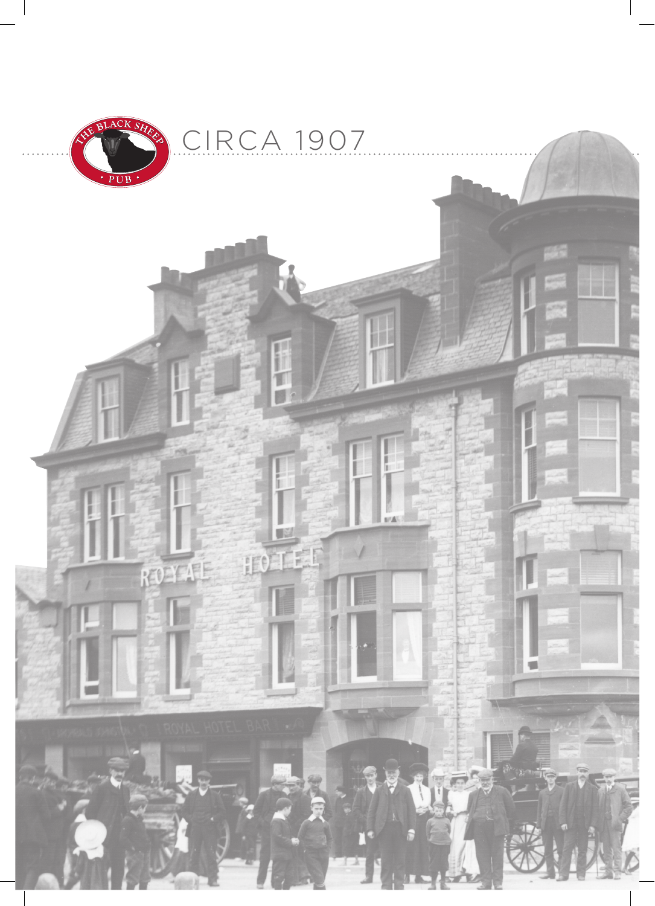THE BLACK SHEEP PUB

CIRCA 1907